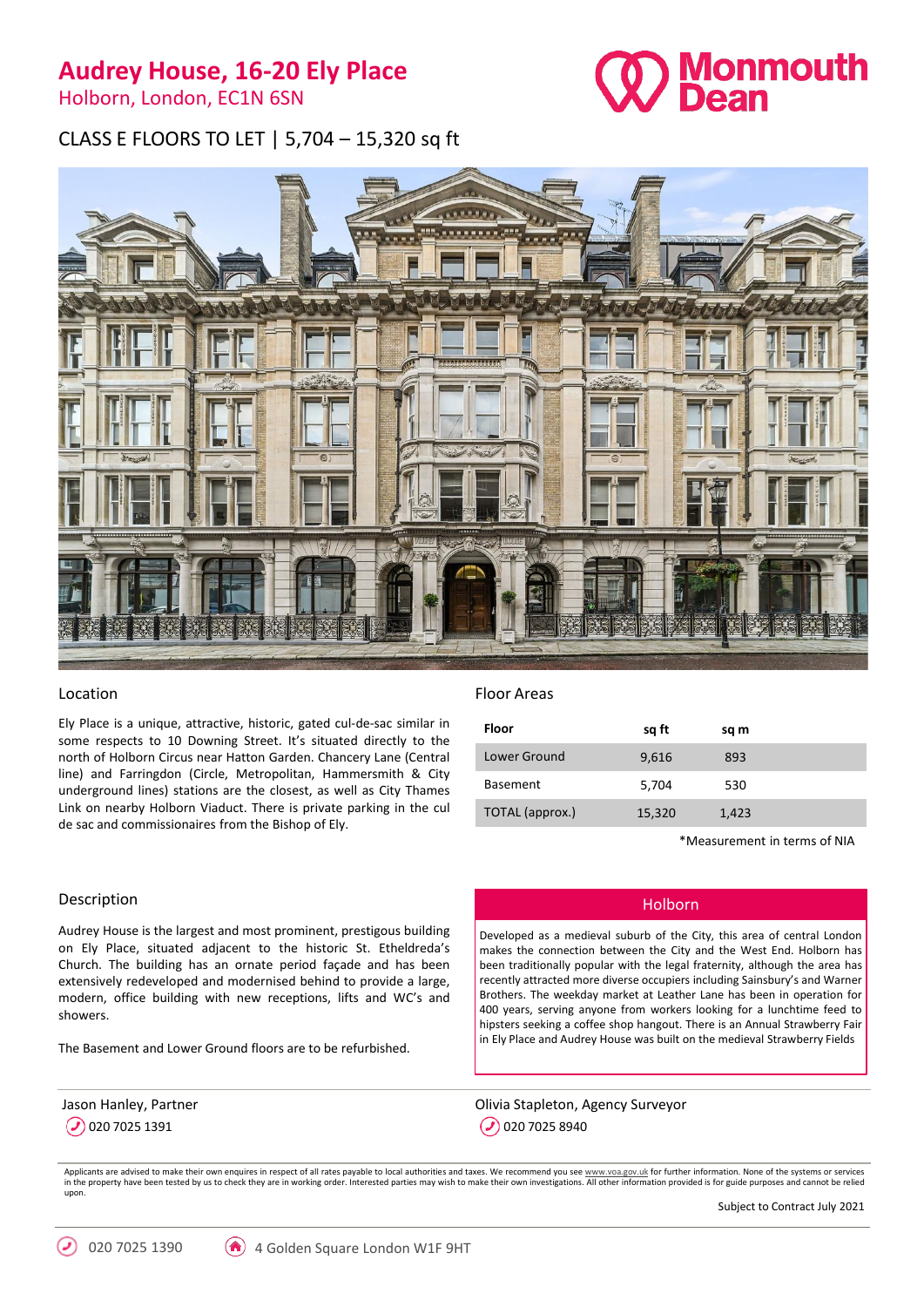# Audrey House, 16-20 Ely Place

Holborn, London, EC1N 6SN

Monmouth Dean

CLASS E FLOORS TO LET | 5,704 – 15,320 sq ft

## Location

Ely Place is a unique, attractive, historic, gated cul-de-sac similar in some respects to 10 Downing Street. It's situated directly to the north of Holborn Circus near Hatton Garden. Chancery Lane (Central line) and Farringdon (Circle, Metropolitan, Hammersmith & City underground lines) stations are the closest, as well as City Thames Link on nearby Holborn Viaduct. There is private parking in the cul de sac and commissionaires from the Bishop of Ely.

## Floor Areas

| Floor | sq ft | sq m |
|---|---|---|
| Lower Ground | 9,616 | 893 |
| Basement | 5,704 | 530 |
| TOTAL (approx.) | 15,320 | 1,423 |

*Measurement in terms of NIA

## Description

Audrey House is the largest and most prominent, prestigous building on Ely Place, situated adjacent to the historic St. Etheldreda's Church. The building has an ornate period façade and has been extensively redeveloped and modernised behind to provide a large, modern, office building with new receptions, lifts and WC's and showers.

The Basement and Lower Ground floors are to be refurbished.

## Holborn

Developed as a medieval suburb of the City, this area of central London makes the connection between the City and the West End. Holborn has been traditionally popular with the legal fraternity, although the area has recently attracted more diverse occupiers including Sainsbury's and Warner Brothers. The weekday market at Leather Lane has been in operation for 400 years, serving anyone from workers looking for a lunchtime feed to hipsters seeking a coffee shop hangout. There is an Annual Strawberry Fair in Ely Place and Audrey House was built on the medieval Strawberry Fields

Jason Hanley, Partner
020 7025 1391

Olivia Stapleton, Agency Surveyor
020 7025 8940

Applicants are advised to make their own enquires in respect of all rates payable to local authorities and taxes. We recommend you see www.voa.gov.uk for further information. None of the systems or services in the property have been tested by us to check they are in working order. Interested parties may wish to make their own investigations. All other information provided is for guide purposes and cannot be relied upon.

Subject to Contract July 2021

020 7025 1390 4 Golden Square London W1F 9HT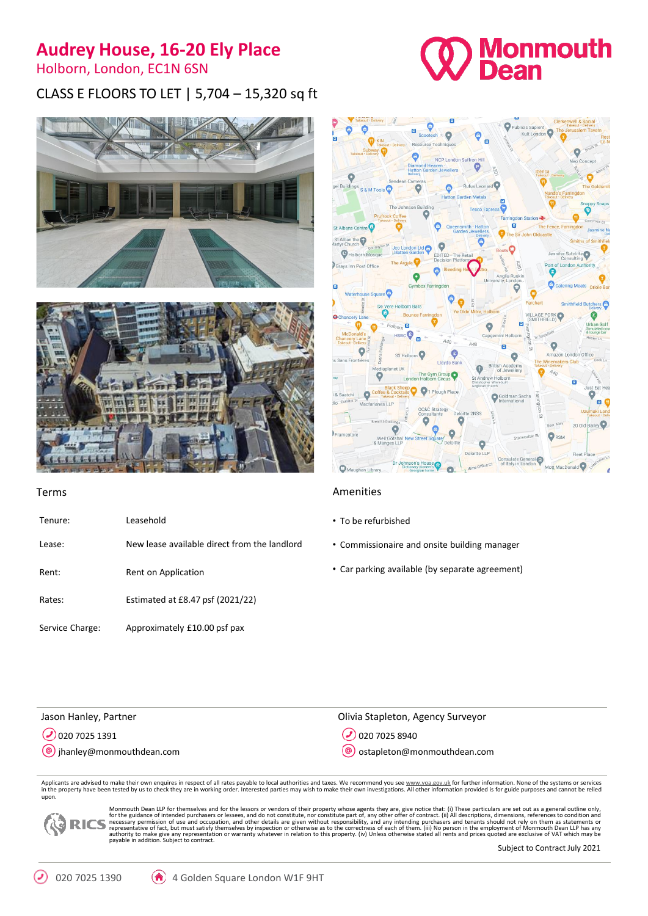# Audrey House, 16-20 Ely Place

Holborn, London, EC1N 6SN

Monmouth Dean

CLASS E FLOORS TO LET | 5,704 – 15,320 sq ft

## Terms

| | |
|---|---|
| Tenure: | Leasehold |
| Lease: | New lease available direct from the landlord |
| Rent: | Rent on Application |
| Rates: | Estimated at £8.47 psf (2021/22) |
| Service Charge: | Approximately £10.00 psf pax |

## Amenities

- To be refurbished
- Commissionaire and onsite building manager
- Car parking available (by separate agreement)

Jason Hanley, Partner

020 7025 1391

jhanley@monmouthdean.com

Olivia Stapleton, Agency Surveyor

020 7025 8940

ostapleton@monmouthdean.com

Applicants are advised to make their own enquires in respect of all rates payable to local authorities and taxes. We recommend you see www.voa.gov.uk for further information. None of the systems or services in the property have been tested by us to check they are in working order. Interested parties may wish to make their own investigations. All other information provided is for guide purposes and cannot be relied upon.

Monmouth Dean LLP for themselves and for the lessors or vendors of their property whose agents they are, give notice that: (i) These particulars are set out as a general outline only, for the guidance of intended purchasers or lessees, and do not constitute, nor constitute part of, any other offer of contract. (ii) All descriptions, dimensions, references to condition and necessary permission of use and occupation, and other details are given without responsibility, and any intending purchasers and tenants should not rely on them as statements or representative of fact, but must satisfy themselves by inspection or otherwise as to the correctness of each of them. (iii) No person in the employment of Monmouth Dean LLP has any authority to make give any representation or warranty whatever in relation to this property. (iv) Unless otherwise stated all rents and prices quoted are exclusive of VAT which may be payable in addition. Subject to contract.

Subject to Contract July 2021

020 7025 1390 4 Golden Square London W1F 9HT